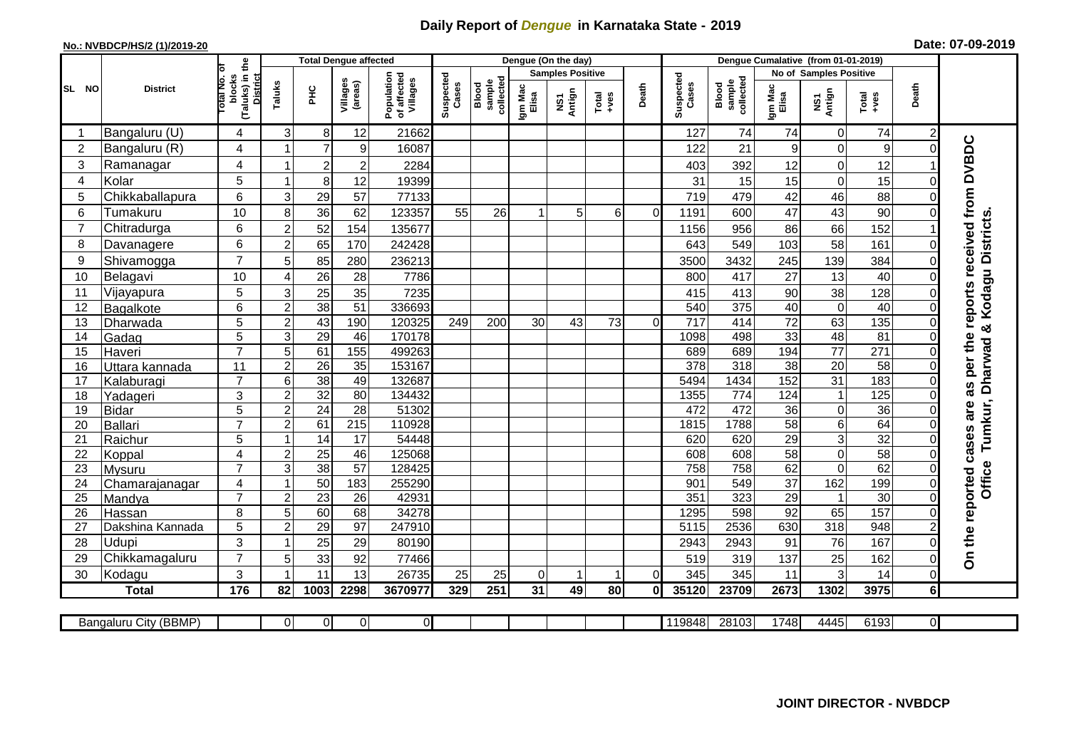# Daily Report of *Dengue* in Karnataka State - 2019

**No.: NVBDCP/HS/2 (1)/2019-20**

**Date: 07-09-2019**

| SL NO | District | Total No. of blocks (Taluks) in the District | Total Dengue affected | | | | Dengue (On the day) | | | | | | Dengue Cumalative (from 01-01-2019) | | | | | | |
|---|---|---|---|---|---|---|---|---|---|---|---|---|---|---|---|---|---|---|---|
| | | | Taluks | PHC | Villages (areas) | Population of affected Villages | Suspected Cases | Blood sample collected | Samples Positive | | | Death | Suspected Cases | Blood sample collected | No of Samples Positive | | | Death | |
| | | | | | | | | | Igm Mac Elisa | NS1 Antign | Total +ves | | | | Igm Mac Elisa | NS1 Antign | Total +ves | | |
| 1 | Bangaluru (U) | 4 | 3 | 8 | 12 | 21662 | | | | | | | 127 | 74 | 74 | 0 | 74 | 2 | On the reported cases are as per the reports received from DVBDC Office Tumkur, Dharwad & Kodagu Districts. |
| 2 | Bangaluru (R) | 4 | 1 | 7 | 9 | 16087 | | | | | | | 122 | 21 | 9 | 0 | 9 | 0 | |
| 3 | Ramanagar | 4 | 1 | 2 | 2 | 2284 | | | | | | | 403 | 392 | 12 | 0 | 12 | 1 | |
| 4 | Kolar | 5 | 1 | 8 | 12 | 19399 | | | | | | | 31 | 15 | 15 | 0 | 15 | 0 | |
| 5 | Chikkaballapura | 6 | 3 | 29 | 57 | 77133 | | | | | | | 719 | 479 | 42 | 46 | 88 | 0 | |
| 6 | Tumakuru | 10 | 8 | 36 | 62 | 123357 | 55 | 26 | 1 | 5 | 6 | 0 | 1191 | 600 | 47 | 43 | 90 | 0 | |
| 7 | Chitradurga | 6 | 2 | 52 | 154 | 135677 | | | | | | | 1156 | 956 | 86 | 66 | 152 | 1 | |
| 8 | Davanagere | 6 | 2 | 65 | 170 | 242428 | | | | | | | 643 | 549 | 103 | 58 | 161 | 0 | |
| 9 | Shivamogga | 7 | 5 | 85 | 280 | 236213 | | | | | | | 3500 | 3432 | 245 | 139 | 384 | 0 | |
| 10 | Belagavi | 10 | 4 | 26 | 28 | 7786 | | | | | | | 800 | 417 | 27 | 13 | 40 | 0 | |
| 11 | Vijayapura | 5 | 3 | 25 | 35 | 7235 | | | | | | | 415 | 413 | 90 | 38 | 128 | 0 | |
| 12 | Bagalkote | 6 | 2 | 38 | 51 | 336693 | | | | | | | 540 | 375 | 40 | 0 | 40 | 0 | |
| 13 | Dharwada | 5 | 2 | 43 | 190 | 120325 | 249 | 200 | 30 | 43 | 73 | 0 | 717 | 414 | 72 | 63 | 135 | 0 | |
| 14 | Gadag | 5 | 3 | 29 | 46 | 170178 | | | | | | | 1098 | 498 | 33 | 48 | 81 | 0 | |
| 15 | Haveri | 7 | 5 | 61 | 155 | 499263 | | | | | | | 689 | 689 | 194 | 77 | 271 | 0 | |
| 16 | Uttara kannada | 11 | 2 | 26 | 35 | 153167 | | | | | | | 378 | 318 | 38 | 20 | 58 | 0 | |
| 17 | Kalaburagi | 7 | 6 | 38 | 49 | 132687 | | | | | | | 5494 | 1434 | 152 | 31 | 183 | 0 | |
| 18 | Yadageri | 3 | 2 | 32 | 80 | 134432 | | | | | | | 1355 | 774 | 124 | 1 | 125 | 0 | |
| 19 | Bidar | 5 | 2 | 24 | 28 | 51302 | | | | | | | 472 | 472 | 36 | 0 | 36 | 0 | |
| 20 | Ballari | 7 | 2 | 61 | 215 | 110928 | | | | | | | 1815 | 1788 | 58 | 6 | 64 | 0 | |
| 21 | Raichur | 5 | 1 | 14 | 17 | 54448 | | | | | | | 620 | 620 | 29 | 3 | 32 | 0 | |
| 22 | Koppal | 4 | 2 | 25 | 46 | 125068 | | | | | | | 608 | 608 | 58 | 0 | 58 | 0 | |
| 23 | Mysuru | 7 | 3 | 38 | 57 | 128425 | | | | | | | 758 | 758 | 62 | 0 | 62 | 0 | |
| 24 | Chamarajanagar | 4 | 1 | 50 | 183 | 255290 | | | | | | | 901 | 549 | 37 | 162 | 199 | 0 | |
| 25 | Mandya | 7 | 2 | 23 | 26 | 42931 | | | | | | | 351 | 323 | 29 | 1 | 30 | 0 | |
| 26 | Hassan | 8 | 5 | 60 | 68 | 34278 | | | | | | | 1295 | 598 | 92 | 65 | 157 | 0 | |
| 27 | Dakshina Kannada | 5 | 2 | 29 | 97 | 247910 | | | | | | | 5115 | 2536 | 630 | 318 | 948 | 2 | |
| 28 | Udupi | 3 | 1 | 25 | 29 | 80190 | | | | | | | 2943 | 2943 | 91 | 76 | 167 | 0 | |
| 29 | Chikkamagaluru | 7 | 5 | 33 | 92 | 77466 | | | | | | | 519 | 319 | 137 | 25 | 162 | 0 | |
| 30 | Kodagu | 3 | 1 | 11 | 13 | 26735 | 25 | 25 | 0 | 1 | 1 | 0 | 345 | 345 | 11 | 3 | 14 | 0 | |
| | **Total** | **176** | **82** | **1003** | **2298** | **3670977** | **329** | **251** | **31** | **49** | **80** | **0** | **35120** | **23709** | **2673** | **1302** | **3975** | **6** | |

| Bangaluru City (BBMP) | | 0 | 0 | 0 | 0 | | | | | | | 119848 | 28103 | 1748 | 4445 | 6193 | 0 | |
|---|---|---|---|---|---|---|---|---|---|---|---|---|---|---|---|---|---|---|

**JOINT DIRECTOR - NVBDCP**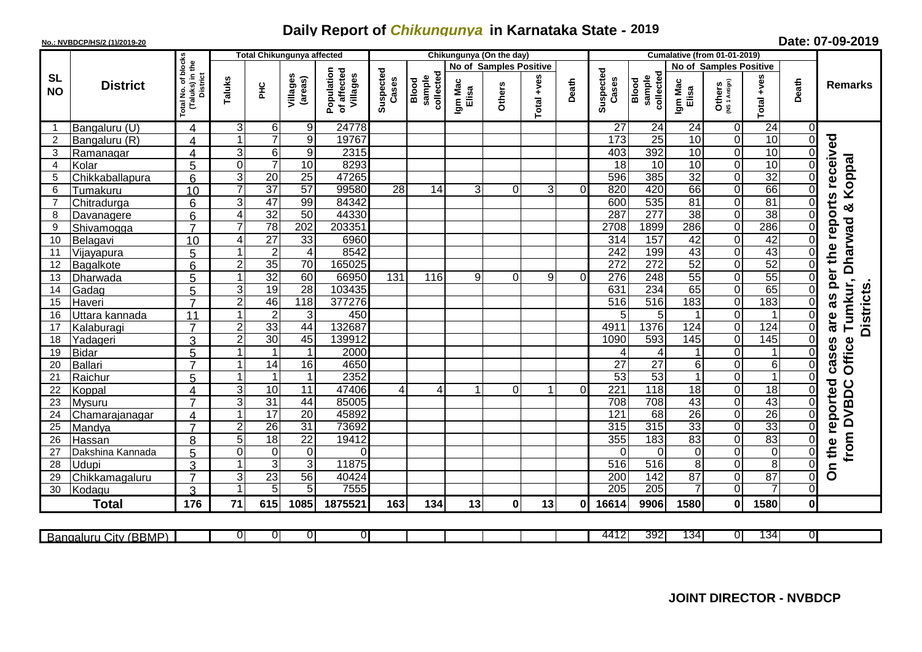# Daily Report of *Chikungunya* in Karnataka State - 2019

**No.: NVBDCP/HS/2 (1)/2019-20**

**Date: 07-09-2019**

| SL NO | District | Total No. of blocks (Taluks) in the District | Total Chikungunya affected | | | | Chikungunya (On the day) | | | | | | Cumalative (from 01-01-2019) | | | | | | Remarks |
|---|---|---|---|---|---|---|---|---|---|---|---|---|---|---|---|---|---|---|---|
| | | | Taluks | PHC | Villages (areas) | Population of affected Villages | Suspected Cases | Blood sample collected | No of Samples Positive | | | Death | Suspected Cases | Blood sample collected | No of Samples Positive | | | Death | |
| | | | | | | | | | Igm Mac Elisa | Others | Total +ves | | | | Igm Mac Elisa | Others (NS 1 Antign) | Total +ves | | |
| 1 | Bangaluru (U) | 4 | 3 | 6 | 9 | 24778 | | | | | | | 27 | 24 | 24 | 0 | 24 | 0 | On the reported cases are as per the reports received from DVBDC Office Tumkur, Dharwad & Koppal Districts. |
| 2 | Bangaluru (R) | 4 | 1 | 7 | 9 | 19767 | | | | | | | 173 | 25 | 10 | 0 | 10 | 0 | |
| 3 | Ramanagar | 4 | 3 | 6 | 9 | 2315 | | | | | | | 403 | 392 | 10 | 0 | 10 | 0 | |
| 4 | Kolar | 5 | 0 | 7 | 10 | 8293 | | | | | | | 18 | 10 | 10 | 0 | 10 | 0 | |
| 5 | Chikkaballapura | 6 | 3 | 20 | 25 | 47265 | | | | | | | 596 | 385 | 32 | 0 | 32 | 0 | |
| 6 | Tumakuru | 10 | 7 | 37 | 57 | 99580 | 28 | 14 | 3 | 0 | 3 | 0 | 820 | 420 | 66 | 0 | 66 | 0 | |
| 7 | Chitradurga | 6 | 3 | 47 | 99 | 84342 | | | | | | | 600 | 535 | 81 | 0 | 81 | 0 | |
| 8 | Davanagere | 6 | 4 | 32 | 50 | 44330 | | | | | | | 287 | 277 | 38 | 0 | 38 | 0 | |
| 9 | Shivamogga | 7 | 7 | 78 | 202 | 203351 | | | | | | | 2708 | 1899 | 286 | 0 | 286 | 0 | |
| 10 | Belagavi | 10 | 4 | 27 | 33 | 6960 | | | | | | | 314 | 157 | 42 | 0 | 42 | 0 | |
| 11 | Vijayapura | 5 | 1 | 2 | 4 | 8542 | | | | | | | 242 | 199 | 43 | 0 | 43 | 0 | |
| 12 | Bagalkote | 6 | 2 | 35 | 70 | 165025 | | | | | | | 272 | 272 | 52 | 0 | 52 | 0 | |
| 13 | Dharwada | 5 | 1 | 32 | 60 | 66950 | 131 | 116 | 9 | 0 | 9 | 0 | 276 | 248 | 55 | 0 | 55 | 0 | |
| 14 | Gadag | 5 | 3 | 19 | 28 | 103435 | | | | | | | 631 | 234 | 65 | 0 | 65 | 0 | |
| 15 | Haveri | 7 | 2 | 46 | 118 | 377276 | | | | | | | 516 | 516 | 183 | 0 | 183 | 0 | |
| 16 | Uttara kannada | 11 | 1 | 2 | 3 | 450 | | | | | | | 5 | 5 | 1 | 0 | 1 | 0 | |
| 17 | Kalaburagi | 7 | 2 | 33 | 44 | 132687 | | | | | | | 4911 | 1376 | 124 | 0 | 124 | 0 | |
| 18 | Yadageri | 3 | 2 | 30 | 45 | 139912 | | | | | | | 1090 | 593 | 145 | 0 | 145 | 0 | |
| 19 | Bidar | 5 | 1 | 1 | 1 | 2000 | | | | | | | 4 | 4 | 1 | 0 | 1 | 0 | |
| 20 | Ballari | 7 | 1 | 14 | 16 | 4650 | | | | | | | 27 | 27 | 6 | 0 | 6 | 0 | |
| 21 | Raichur | 5 | 1 | 1 | 1 | 2352 | | | | | | | 53 | 53 | 1 | 0 | 1 | 0 | |
| 22 | Koppal | 4 | 3 | 10 | 11 | 47406 | 4 | 4 | 1 | 0 | 1 | 0 | 221 | 118 | 18 | 0 | 18 | 0 | |
| 23 | Mysuru | 7 | 3 | 31 | 44 | 85005 | | | | | | | 708 | 708 | 43 | 0 | 43 | 0 | |
| 24 | Chamarajanagar | 4 | 1 | 17 | 20 | 45892 | | | | | | | 121 | 68 | 26 | 0 | 26 | 0 | |
| 25 | Mandya | 7 | 2 | 26 | 31 | 73692 | | | | | | | 315 | 315 | 33 | 0 | 33 | 0 | |
| 26 | Hassan | 8 | 5 | 18 | 22 | 19412 | | | | | | | 355 | 183 | 83 | 0 | 83 | 0 | |
| 27 | Dakshina Kannada | 5 | 0 | 0 | 0 | 0 | | | | | | | 0 | 0 | 0 | 0 | 0 | 0 | |
| 28 | Udupi | 3 | 1 | 3 | 3 | 11875 | | | | | | | 516 | 516 | 8 | 0 | 8 | 0 | |
| 29 | Chikkamagaluru | 7 | 3 | 23 | 56 | 40424 | | | | | | | 200 | 142 | 87 | 0 | 87 | 0 | |
| 30 | Kodagu | 3 | 1 | 5 | 5 | 7555 | | | | | | | 205 | 205 | 7 | 0 | 7 | 0 | |
| | **Total** | **176** | **71** | **615** | **1085** | **1875521** | **163** | **134** | **13** | **0** | **13** | **0** | **16614** | **9906** | **1580** | **0** | **1580** | **0** | |

| | | | | | | | | | | | | | | | | | | |
|---|---|---|---|---|---|---|---|---|---|---|---|---|---|---|---|---|---|---|
| Bangaluru City (BBMP) | | 0 | 0 | 0 | 0 | | | | | | | 4412 | 392 | 134 | 0 | 134 | 0 | |

**JOINT DIRECTOR - NVBDCP**